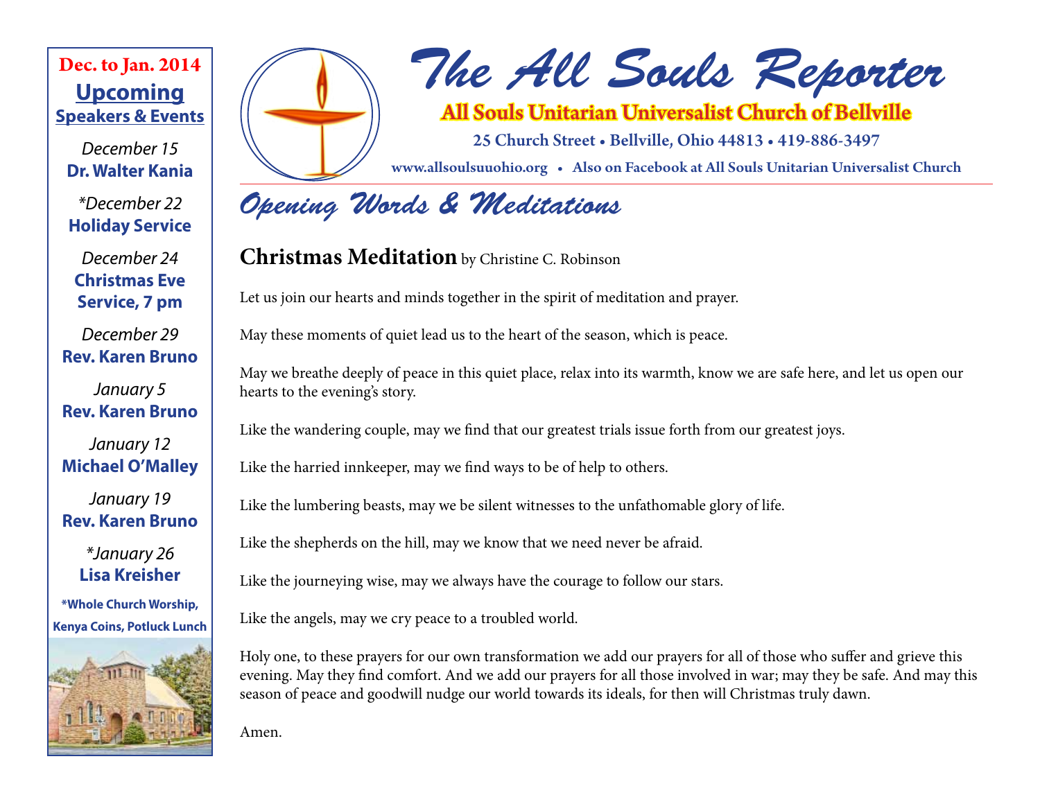# The All Souls Reporter

**All Souls Unitarian Universalist Church of Bellville**

25 Church Street • Bellville, Ohio 44813 • 419-886-3497

www.allsoulsuuohio.org • Also on Facebook at All Souls Unitarian Universalist Church

## Opening Words & Meditations

### Christmas Meditation by Christine C. Robinson

Let us join our hearts and minds together in the spirit of meditation and prayer.

May these moments of quiet lead us to the heart of the season, which is peace.

May we breathe deeply of peace in this quiet place, relax into its warmth, know we are safe here, and let us open our hearts to the evening's story.

Like the wandering couple, may we find that our greatest trials issue forth from our greatest joys.

Like the harried innkeeper, may we find ways to be of help to others.

Like the lumbering beasts, may we be silent witnesses to the unfathomable glory of life.

Like the shepherds on the hill, may we know that we need never be afraid.

Like the journeying wise, may we always have the courage to follow our stars.

Like the angels, may we cry peace to a troubled world.

Holy one, to these prayers for our own transformation we add our prayers for all of those who suffer and grieve this evening. May they find comfort. And we add our prayers for all those involved in war; may they be safe. And may this season of peace and goodwill nudge our world towards its ideals, for then will Christmas truly dawn.

Amen.

---

**Dec. to Jan. 2014**

**Upcoming Speakers & Events**

*December 15*
**Dr. Walter Kania**

*\*December 22*
**Holiday Service**

*December 24*
**Christmas Eve Service, 7 pm**

*December 29*
**Rev. Karen Bruno**

*January 5*
**Rev. Karen Bruno**

*January 12*
**Michael O'Malley**

*January 19*
**Rev. Karen Bruno**

*\*January 26*
**Lisa Kreisher**

**\*Whole Church Worship, Kenya Coins, Potluck Lunch**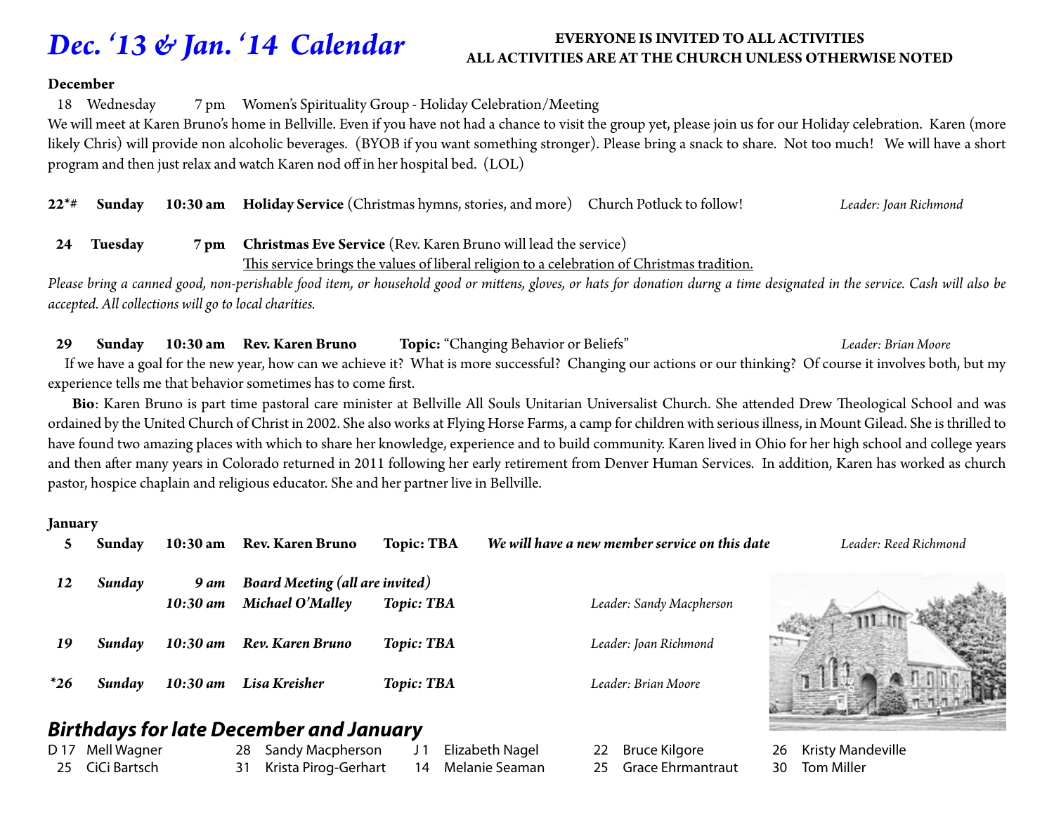# *Dec. '13 & Jan. '14 Calendar*

**EVERYONE IS INVITED TO ALL ACTIVITIES**
**ALL ACTIVITIES ARE AT THE CHURCH UNLESS OTHERWISE NOTED**

**December**

18 Wednesday 7 pm Women's Spirituality Group - Holiday Celebration/Meeting

We will meet at Karen Bruno's home in Bellville. Even if you have not had a chance to visit the group yet, please join us for our Holiday celebration. Karen (more likely Chris) will provide non alcoholic beverages. (BYOB if you want something stronger). Please bring a snack to share. Not too much! We will have a short program and then just relax and watch Karen nod off in her hospital bed. (LOL)

**22*# Sunday 10:30 am Holiday Service** (Christmas hymns, stories, and more) Church Potluck to follow! *Leader: Joan Richmond*

**24 Tuesday 7 pm Christmas Eve Service** (Rev. Karen Bruno will lead the service)
This service brings the values of liberal religion to a celebration of Christmas tradition.

*Please bring a canned good, non-perishable food item, or household good or mittens, gloves, or hats for donation durng a time designated in the service. Cash will also be accepted. All collections will go to local charities.*

**29 Sunday 10:30 am Rev. Karen Bruno Topic:** "Changing Behavior or Beliefs" *Leader: Brian Moore*

If we have a goal for the new year, how can we achieve it? What is more successful? Changing our actions or our thinking? Of course it involves both, but my experience tells me that behavior sometimes has to come first.

**Bio**: Karen Bruno is part time pastoral care minister at Bellville All Souls Unitarian Universalist Church. She attended Drew Theological School and was ordained by the United Church of Christ in 2002. She also works at Flying Horse Farms, a camp for children with serious illness, in Mount Gilead. She is thrilled to have found two amazing places with which to share her knowledge, experience and to build community. Karen lived in Ohio for her high school and college years and then after many years in Colorado returned in 2011 following her early retirement from Denver Human Services. In addition, Karen has worked as church pastor, hospice chaplain and religious educator. She and her partner live in Bellville.

**January**

**5 Sunday 10:30 am Rev. Karen Bruno Topic: TBA** ***We will have a new member service on this date*** *Leader: Reed Richmond*

***12 Sunday 9 am Board Meeting (all are invited)***
***10:30 am Michael O'Malley Topic: TBA*** *Leader: Sandy Macpherson*

***19 Sunday 10:30 am Rev. Karen Bruno Topic: TBA*** *Leader: Joan Richmond*

***\*26 Sunday 10:30 am Lisa Kreisher Topic: TBA*** *Leader: Brian Moore*

## *Birthdays for late December and January*

D 17 Mell Wagner
25 CiCi Bartsch
28 Sandy Macpherson
31 Krista Pirog-Gerhart
J 1 Elizabeth Nagel
14 Melanie Seaman
22 Bruce Kilgore
25 Grace Ehrmantraut
26 Kristy Mandeville
30 Tom Miller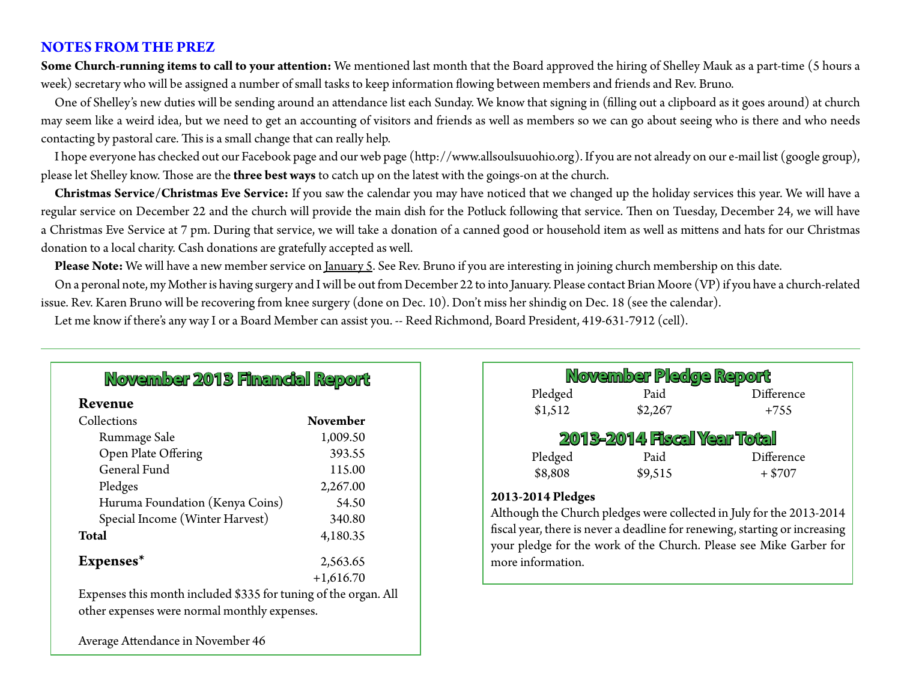## NOTES FROM THE PREZ

**Some Church-running items to call to your attention:** We mentioned last month that the Board approved the hiring of Shelley Mauk as a part-time (5 hours a week) secretary who will be assigned a number of small tasks to keep information flowing between members and friends and Rev. Bruno.

One of Shelley's new duties will be sending around an attendance list each Sunday. We know that signing in (filling out a clipboard as it goes around) at church may seem like a weird idea, but we need to get an accounting of visitors and friends as well as members so we can go about seeing who is there and who needs contacting by pastoral care. This is a small change that can really help.

I hope everyone has checked out our Facebook page and our web page (http://www.allsoulsuuohio.org). If you are not already on our e-mail list (google group), please let Shelley know. Those are the **three best ways** to catch up on the latest with the goings-on at the church.

**Christmas Service/Christmas Eve Service:** If you saw the calendar you may have noticed that we changed up the holiday services this year. We will have a regular service on December 22 and the church will provide the main dish for the Potluck following that service. Then on Tuesday, December 24, we will have a Christmas Eve Service at 7 pm. During that service, we will take a donation of a canned good or household item as well as mittens and hats for our Christmas donation to a local charity. Cash donations are gratefully accepted as well.

**Please Note:** We will have a new member service on January 5. See Rev. Bruno if you are interesting in joining church membership on this date.

On a peronal note, my Mother is having surgery and I will be out from December 22 to into January. Please contact Brian Moore (VP) if you have a church-related issue. Rev. Karen Bruno will be recovering from knee surgery (done on Dec. 10). Don't miss her shindig on Dec. 18 (see the calendar).

Let me know if there's any way I or a Board Member can assist you. -- Reed Richmond, Board President, 419-631-7912 (cell).

---

## November 2013 Financial Report

**Revenue**

| Collections | **November** |
|---|---|
| Rummage Sale | 1,009.50 |
| Open Plate Offering | 393.55 |
| General Fund | 115.00 |
| Pledges | 2,267.00 |
| Huruma Foundation (Kenya Coins) | 54.50 |
| Special Income (Winter Harvest) | 340.80 |
| **Total** | 4,180.35 |
| **Expenses*** | 2,563.65 |
| | +1,616.70 |

Expenses this month included $335 for tuning of the organ. All other expenses were normal monthly expenses.

Average Attendance in November 46

## November Pledge Report

| Pledged | Paid | Difference |
|---|---|---|
| $1,512 | $2,267 | +755 |

## 2013-2014 Fiscal Year Total

| Pledged | Paid | Difference |
|---|---|---|
| $8,808 | $9,515 | + $707 |

**2013-2014 Pledges**

Although the Church pledges were collected in July for the 2013-2014 fiscal year, there is never a deadline for renewing, starting or increasing your pledge for the work of the Church. Please see Mike Garber for more information.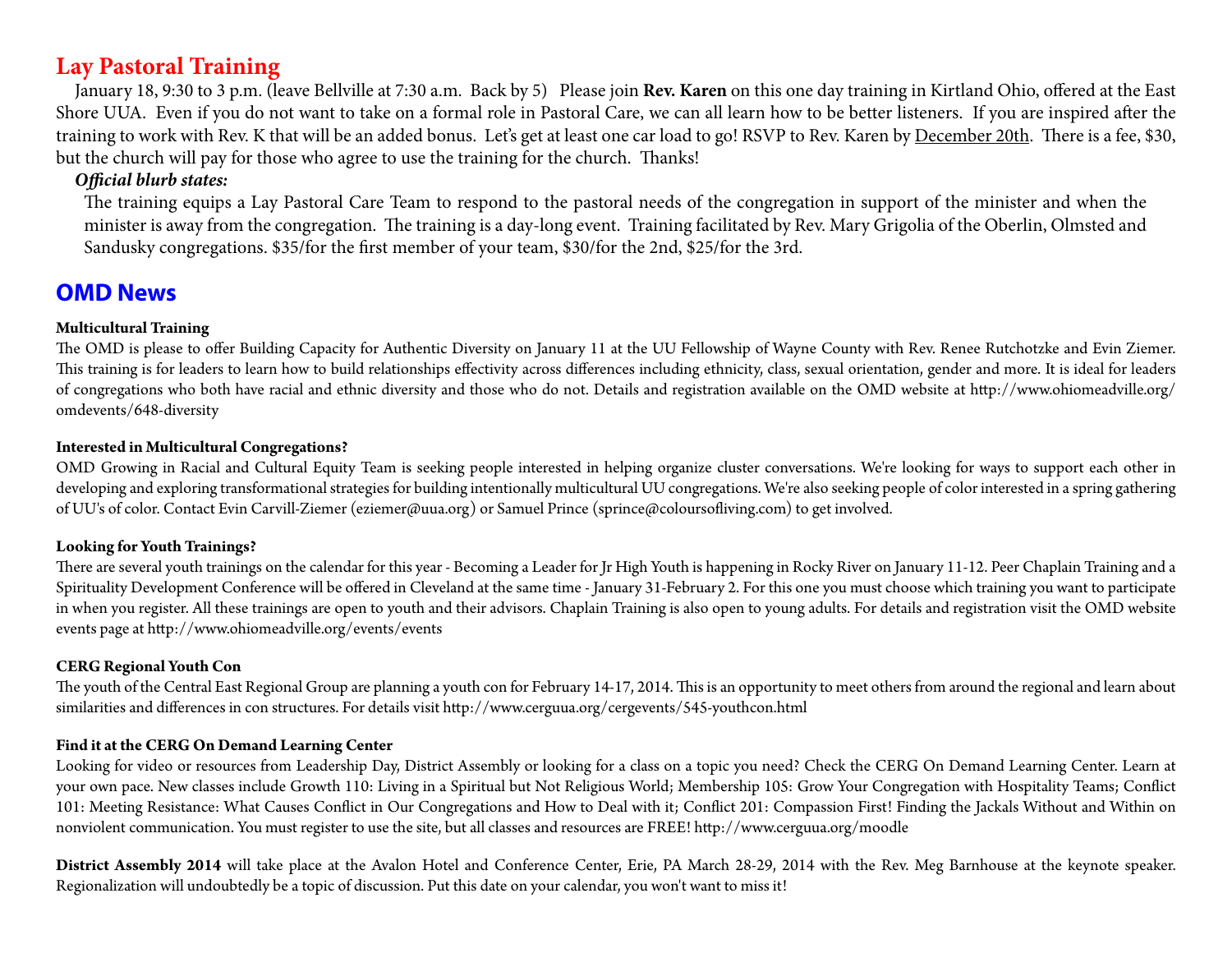## Lay Pastoral Training

January 18, 9:30 to 3 p.m. (leave Bellville at 7:30 a.m. Back by 5) Please join **Rev. Karen** on this one day training in Kirtland Ohio, offered at the East Shore UUA. Even if you do not want to take on a formal role in Pastoral Care, we can all learn how to be better listeners. If you are inspired after the training to work with Rev. K that will be an added bonus. Let's get at least one car load to go! RSVP to Rev. Karen by <u>December 20th</u>. There is a fee, $30, but the church will pay for those who agree to use the training for the church. Thanks!

***Official blurb states:***

The training equips a Lay Pastoral Care Team to respond to the pastoral needs of the congregation in support of the minister and when the minister is away from the congregation. The training is a day-long event. Training facilitated by Rev. Mary Grigolia of the Oberlin, Olmsted and Sandusky congregations. $35/for the first member of your team, $30/for the 2nd, $25/for the 3rd.

## OMD News

**Multicultural Training**

The OMD is please to offer Building Capacity for Authentic Diversity on January 11 at the UU Fellowship of Wayne County with Rev. Renee Rutchotzke and Evin Ziemer. This training is for leaders to learn how to build relationships effectivity across differences including ethnicity, class, sexual orientation, gender and more. It is ideal for leaders of congregations who both have racial and ethnic diversity and those who do not. Details and registration available on the OMD website at http://www.ohiomeadville.org/omdevents/648-diversity

**Interested in Multicultural Congregations?**

OMD Growing in Racial and Cultural Equity Team is seeking people interested in helping organize cluster conversations. We're looking for ways to support each other in developing and exploring transformational strategies for building intentionally multicultural UU congregations. We're also seeking people of color interested in a spring gathering of UU's of color. Contact Evin Carvill-Ziemer (eziemer@uua.org) or Samuel Prince (sprince@coloursofliving.com) to get involved.

**Looking for Youth Trainings?**

There are several youth trainings on the calendar for this year - Becoming a Leader for Jr High Youth is happening in Rocky River on January 11-12. Peer Chaplain Training and a Spirituality Development Conference will be offered in Cleveland at the same time - January 31-February 2. For this one you must choose which training you want to participate in when you register. All these trainings are open to youth and their advisors. Chaplain Training is also open to young adults. For details and registration visit the OMD website events page at http://www.ohiomeadville.org/events/events

**CERG Regional Youth Con**

The youth of the Central East Regional Group are planning a youth con for February 14-17, 2014. This is an opportunity to meet others from around the regional and learn about similarities and differences in con structures. For details visit http://www.cerguua.org/cergevents/545-youthcon.html

**Find it at the CERG On Demand Learning Center**

Looking for video or resources from Leadership Day, District Assembly or looking for a class on a topic you need? Check the CERG On Demand Learning Center. Learn at your own pace. New classes include Growth 110: Living in a Spiritual but Not Religious World; Membership 105: Grow Your Congregation with Hospitality Teams; Conflict 101: Meeting Resistance: What Causes Conflict in Our Congregations and How to Deal with it; Conflict 201: Compassion First! Finding the Jackals Without and Within on nonviolent communication. You must register to use the site, but all classes and resources are FREE! http://www.cerguua.org/moodle

**District Assembly 2014** will take place at the Avalon Hotel and Conference Center, Erie, PA March 28-29, 2014 with the Rev. Meg Barnhouse at the keynote speaker. Regionalization will undoubtedly be a topic of discussion. Put this date on your calendar, you won't want to miss it!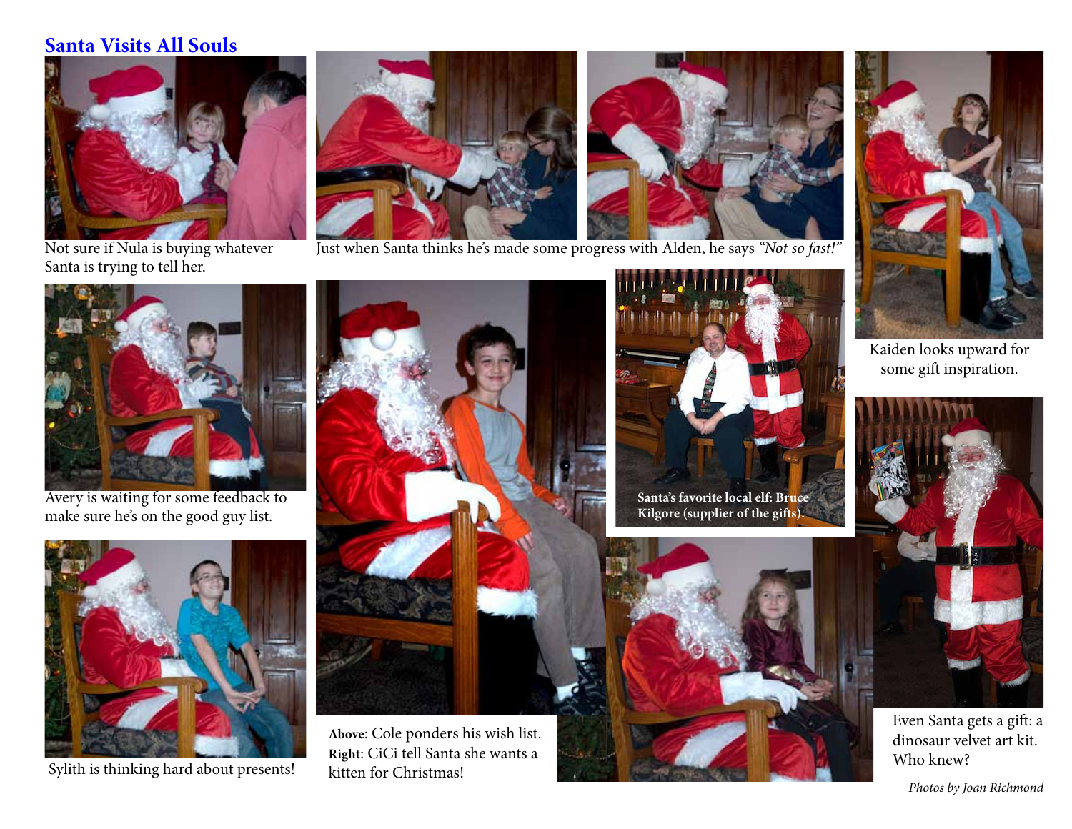## Santa Visits All Souls

Not sure if Nula is buying whatever Santa is trying to tell her.

Just when Santa thinks he's made some progress with Alden, he says *"Not so fast!"*

Kaiden looks upward for some gift inspiration.

Avery is waiting for some feedback to make sure he's on the good guy list.

**Santa's favorite local elf: Bruce Kilgore (supplier of the gifts).**

Sylith is thinking hard about presents!

**Above**: Cole ponders his wish list.
**Right**: CiCi tell Santa she wants a kitten for Christmas!

Even Santa gets a gift: a dinosaur velvet art kit. Who knew?

*Photos by Joan Richmond*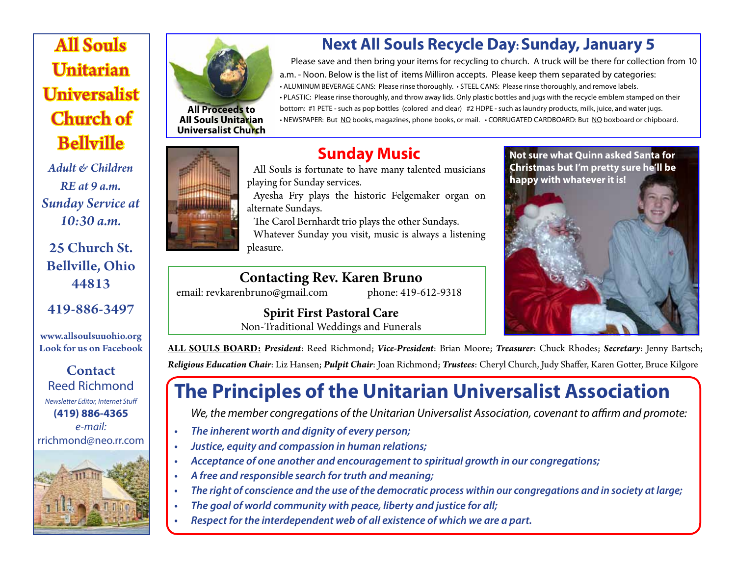# All Souls Unitarian Universalist Church of Bellville

*Adult & Children RE at 9 a.m.*
*Sunday Service at 10:30 a.m.*

**25 Church St.**
**Bellville, Ohio 44813**

**419-886-3497**

**www.allsoulsuuohio.org**
**Look for us on Facebook**

**Contact**
Reed Richmond
*Newsletter Editor, Internet Stuff*
**(419) 886-4365**
*e-mail:*
rrichmond@neo.rr.com

## Next All Souls Recycle Day: Sunday, January 5

All Proceeds to All Souls Unitarian Universalist Church

Please save and then bring your items for recycling to church. A truck will be there for collection from 10 a.m. - Noon. Below is the list of items Milliron accepts. Please keep them separated by categories:

• ALUMINUM BEVERAGE CANS: Please rinse thoroughly. • STEEL CANS: Please rinse thoroughly, and remove labels.
• PLASTIC: Please rinse thoroughly, and throw away lids. Only plastic bottles and jugs with the recycle emblem stamped on their bottom: #1 PETE - such as pop bottles (colored and clear) #2 HDPE - such as laundry products, milk, juice, and water jugs.
• NEWSPAPER: But NO books, magazines, phone books, or mail. • CORRUGATED CARDBOARD: But NO boxboard or chipboard.

## Sunday Music

All Souls is fortunate to have many talented musicians playing for Sunday services.

Ayesha Fry plays the historic Felgemaker organ on alternate Sundays.

The Carol Bernhardt trio plays the other Sundays.

Whatever Sunday you visit, music is always a listening pleasure.

**Not sure what Quinn asked Santa for Christmas but I'm pretty sure he'll be happy with whatever it is!**

### Contacting Rev. Karen Bruno

email: revkarenbruno@gmail.com phone: 419-612-9318

**Spirit First Pastoral Care**
Non-Traditional Weddings and Funerals

**ALL SOULS BOARD:** ***President***: Reed Richmond; ***Vice-President***: Brian Moore; ***Treasurer***: Chuck Rhodes; ***Secretary***: Jenny Bartsch; ***Religious Education Chair***: Liz Hansen; ***Pulpit Chair***: Joan Richmond; ***Trustees***: Cheryl Church, Judy Shaffer, Karen Gotter, Bruce Kilgore

## The Principles of the Unitarian Universalist Association

*We, the member congregations of the Unitarian Universalist Association, covenant to affirm and promote:*

- ***The inherent worth and dignity of every person;***
- ***Justice, equity and compassion in human relations;***
- ***Acceptance of one another and encouragement to spiritual growth in our congregations;***
- ***A free and responsible search for truth and meaning;***
- ***The right of conscience and the use of the democratic process within our congregations and in society at large;***
- ***The goal of world community with peace, liberty and justice for all;***
- ***Respect for the interdependent web of all existence of which we are a part.***